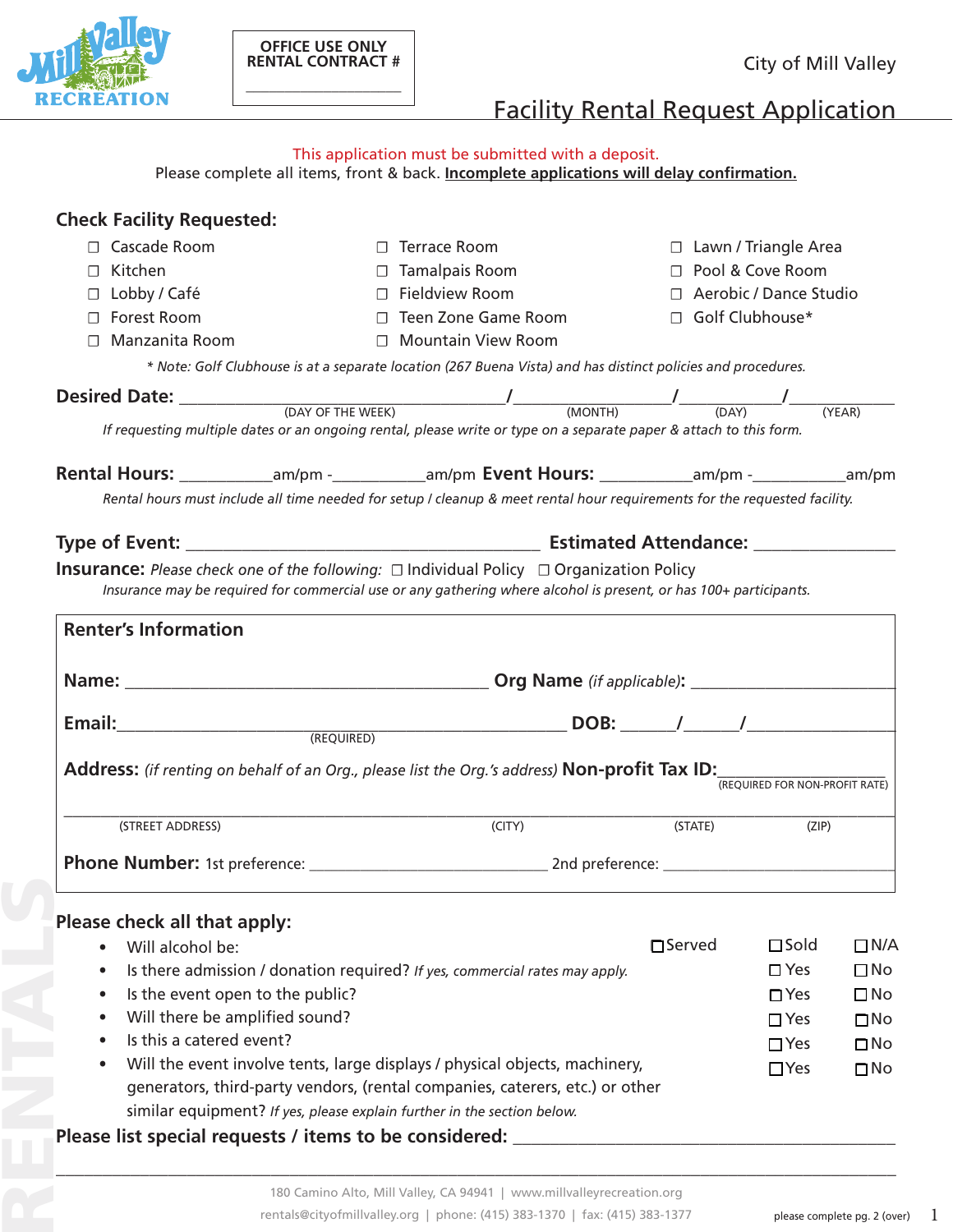**OFFICE USE ONLY**
**RENTAL CONTRACT #** ____________________

City of Mill Valley

# Facility Rental Request Application

This application must be submitted with a deposit.
Please complete all items, front & back. **Incomplete applications will delay confirmation.**

## Check Facility Requested:

| | | |
|---|---|---|
| ☐ Cascade Room | ☐ Terrace Room | ☐ Lawn / Triangle Area |
| ☐ Kitchen | ☐ Tamalpais Room | ☐ Pool & Cove Room |
| ☐ Lobby / Café | ☐ Fieldview Room | ☐ Aerobic / Dance Studio |
| ☐ Forest Room | ☐ Teen Zone Game Room | ☐ Golf Clubhouse* |
| ☐ Manzanita Room | ☐ Mountain View Room | |

*\* Note: Golf Clubhouse is at a separate location (267 Buena Vista) and has distinct policies and procedures.*

**Desired Date:** ____________________ (DAY OF THE WEEK) / __________ (MONTH) / ________ (DAY) / ________ (YEAR)

*If requesting multiple dates or an ongoing rental, please write or type on a separate paper & attach to this form.*

**Rental Hours:** __________am/pm - __________am/pm **Event Hours:** __________am/pm - __________am/pm

*Rental hours must include all time needed for setup / cleanup & meet rental hour requirements for the requested facility.*

**Type of Event:** ______________________________ **Estimated Attendance:** ______________

**Insurance:** *Please check one of the following:* ☐ Individual Policy ☐ Organization Policy

*Insurance may be required for commercial use or any gathering where alcohol is present, or has 100+ participants.*

## Renter's Information

**Name:** ______________________________ **Org Name** *(if applicable)*: ____________________

**Email:** ______________________________ (REQUIRED) **DOB:** ____/____/________

**Address:** *(if renting on behalf of an Org., please list the Org.'s address)* **Non-profit Tax ID:** ______________ (REQUIRED FOR NON-PROFIT RATE)

______________________________________________________________________
(STREET ADDRESS) (CITY) (STATE) (ZIP)

**Phone Number:** 1st preference: ____________________ 2nd preference: ____________________

## Please check all that apply:

| | | | |
|---|---|---|---|
| • Will alcohol be: | ☐ Served | ☐ Sold | ☐ N/A |
| • Is there admission / donation required? *If yes, commercial rates may apply.* | | ☐ Yes | ☐ No |
| • Is the event open to the public? | | ☐ Yes | ☐ No |
| • Will there be amplified sound? | | ☐ Yes | ☐ No |
| • Is this a catered event? | | ☐ Yes | ☐ No |
| • Will the event involve tents, large displays / physical objects, machinery, generators, third-party vendors, (rental companies, caterers, etc.) or other similar equipment? *If yes, please explain further in the section below.* | | ☐ Yes | ☐ No |

**Please list special requests / items to be considered:** ______________________________

______________________________________________________________________

180 Camino Alto, Mill Valley, CA 94941 | www.millvalleyrecreation.org
rentals@cityofmillvalley.org | phone: (415) 383-1370 | fax: (415) 383-1377

please complete pg. 2 (over)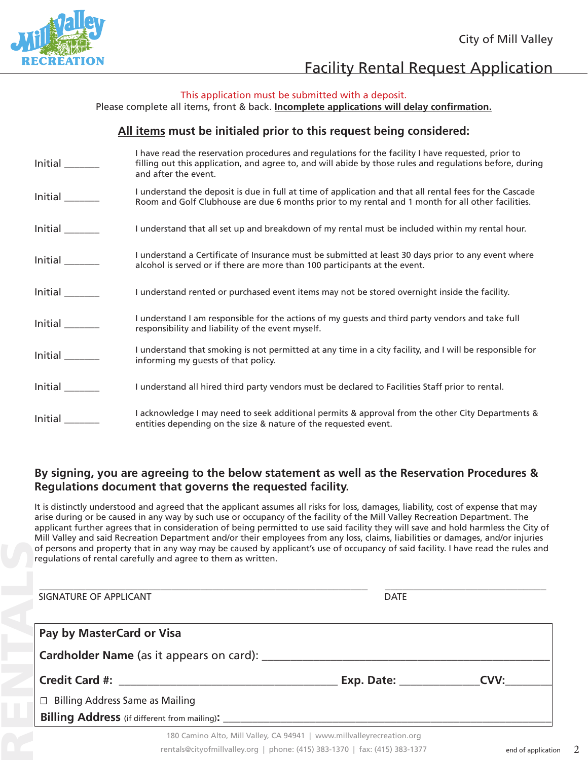City of Mill Valley

# Facility Rental Request Application

This application must be submitted with a deposit.
Please complete all items, front & back. **Incomplete applications will delay confirmation.**

## All items must be initialized prior to this request being considered:

Initial _______ I have read the reservation procedures and regulations for the facility I have requested, prior to filling out this application, and agree to, and will abide by those rules and regulations before, during and after the event.

Initial _______ I understand the deposit is due in full at time of application and that all rental fees for the Cascade Room and Golf Clubhouse are due 6 months prior to my rental and 1 month for all other facilities.

Initial _______ I understand that all set up and breakdown of my rental must be included within my rental hour.

Initial _______ I understand a Certificate of Insurance must be submitted at least 30 days prior to any event where alcohol is served or if there are more than 100 participants at the event.

Initial _______ I understand rented or purchased event items may not be stored overnight inside the facility.

Initial _______ I understand I am responsible for the actions of my guests and third party vendors and take full responsibility and liability of the event myself.

Initial _______ I understand that smoking is not permitted at any time in a city facility, and I will be responsible for informing my guests of that policy.

Initial _______ I understand all hired third party vendors must be declared to Facilities Staff prior to rental.

Initial _______ I acknowledge I may need to seek additional permits & approval from the other City Departments & entities depending on the size & nature of the requested event.

**By signing, you are agreeing to the below statement as well as the Reservation Procedures & Regulations document that governs the requested facility.**

It is distinctly understood and agreed that the applicant assumes all risks for loss, damages, liability, cost of expense that may arise during or be caused in any way by such use or occupancy of the facility of the Mill Valley Recreation Department. The applicant further agrees that in consideration of being permitted to use said facility they will save and hold harmless the City of Mill Valley and said Recreation Department and/or their employees from any loss, claims, liabilities or damages, and/or injuries of persons and property that in any way may be caused by applicant's use of occupancy of said facility. I have read the rules and regulations of rental carefully and agree to them as written.

_______________________________________ _____________________
SIGNATURE OF APPLICANT DATE

**Pay by MasterCard or Visa**

**Cardholder Name** (as it appears on card): _______________________________

**Credit Card #:** _______________________ **Exp. Date:** __________ **CVV:** ______

☐ Billing Address Same as Mailing

**Billing Address** (if different from mailing): _______________________________

180 Camino Alto, Mill Valley, CA 94941 | www.millvalleyrecreation.org
rentals@cityofmillvalley.org | phone: (415) 383-1370 | fax: (415) 383-1377

end of application